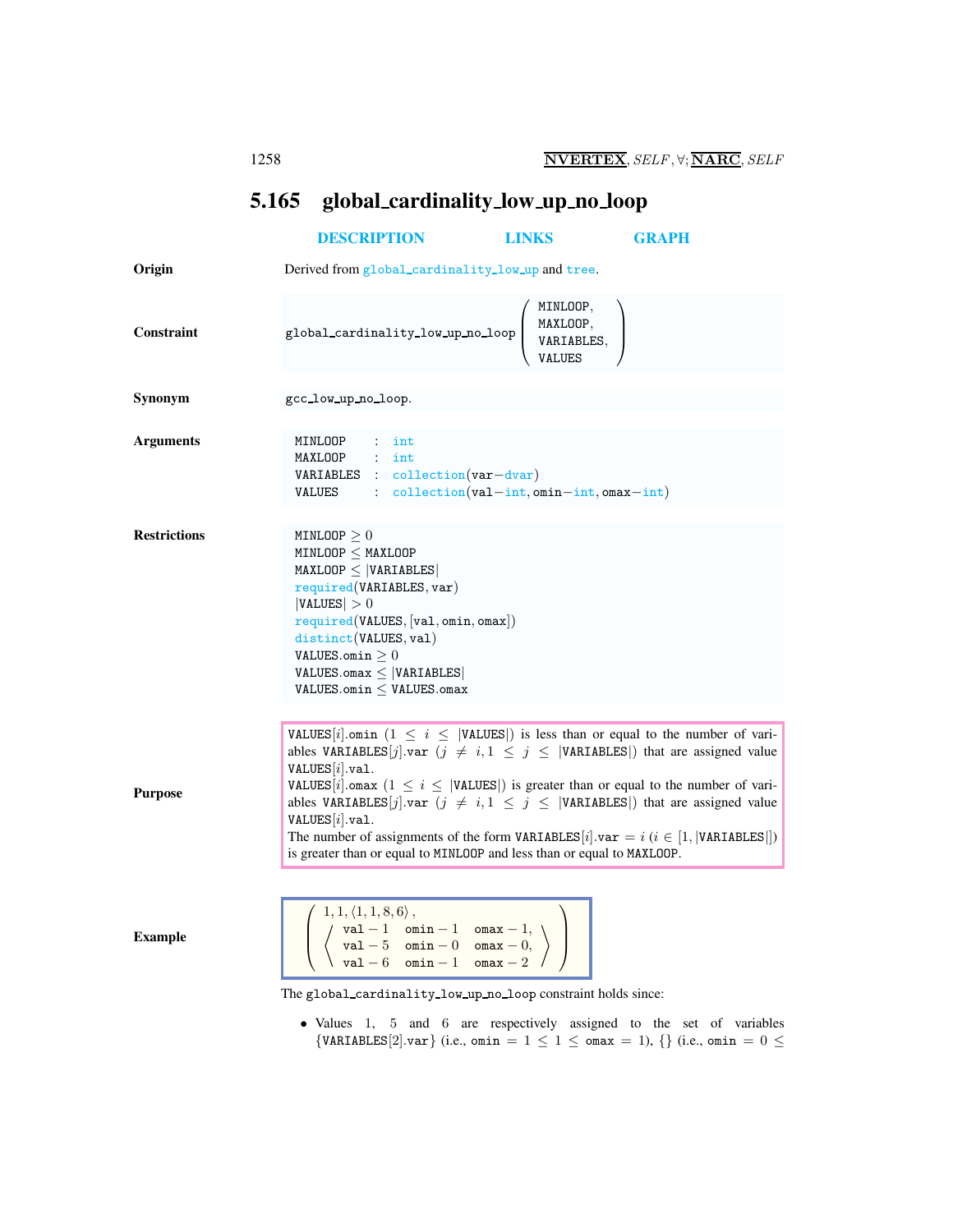## 5.165 global_cardinality_low_up_no_loop

DESCRIPTION LINKS GRAPH

**Origin**

Derived from global_cardinality_low_up and tree.

**Constraint**

global_cardinality_low_up_no_loop(MINLOOP, MAXLOOP, VARIABLES, VALUES)

**Synonym**

gcc_low_up_no_loop.

**Arguments**

```
MINLOOP   : int
MAXLOOP   : int
VARIABLES : collection(var-dvar)
VALUES    : collection(val-int, omin-int, omax-int)
```

**Restrictions**

MINLOOP $\geq 0$
MINLOOP $\leq$ MAXLOOP
MAXLOOP $\leq$ |VARIABLES|
required(VARIABLES, var)
|VALUES| $> 0$
required(VALUES, [val, omin, omax])
distinct(VALUES, val)
VALUES.omin $\geq 0$
VALUES.omax $\leq$ |VARIABLES|
VALUES.omin $\leq$ VALUES.omax

**Purpose**

VALUES[$i$].omin ($1 \leq i \leq$ |VALUES|) is less than or equal to the number of variables VARIABLES[$j$].var ($j \neq i, 1 \leq j \leq$ |VARIABLES|) that are assigned value VALUES[$i$].val.

VALUES[$i$].omax ($1 \leq i \leq$ |VALUES|) is greater than or equal to the number of variables VARIABLES[$j$].var ($j \neq i, 1 \leq j \leq$ |VARIABLES|) that are assigned value VALUES[$i$].val.

The number of assignments of the form VARIABLES[$i$].var $= i$ ($i \in [1,$ |VARIABLES|$]$) is greater than or equal to MINLOOP and less than or equal to MAXLOOP.

**Example**

$$\left(\begin{array}{l} 1, 1, \langle 1, 1, 8, 6 \rangle, \\ \left\langle \begin{array}{lll} \texttt{val}-1 & \texttt{omin}-1 & \texttt{omax}-1, \\ \texttt{val}-5 & \texttt{omin}-0 & \texttt{omax}-0, \\ \texttt{val}-6 & \texttt{omin}-1 & \texttt{omax}-2 \end{array} \right\rangle \end{array}\right)$$

The global_cardinality_low_up_no_loop constraint holds since:

- Values 1, 5 and 6 are respectively assigned to the set of variables {VARIABLES[2].var} (i.e., omin $= 1 \leq 1 \leq$ omax $= 1$), {} (i.e., omin $= 0 \leq$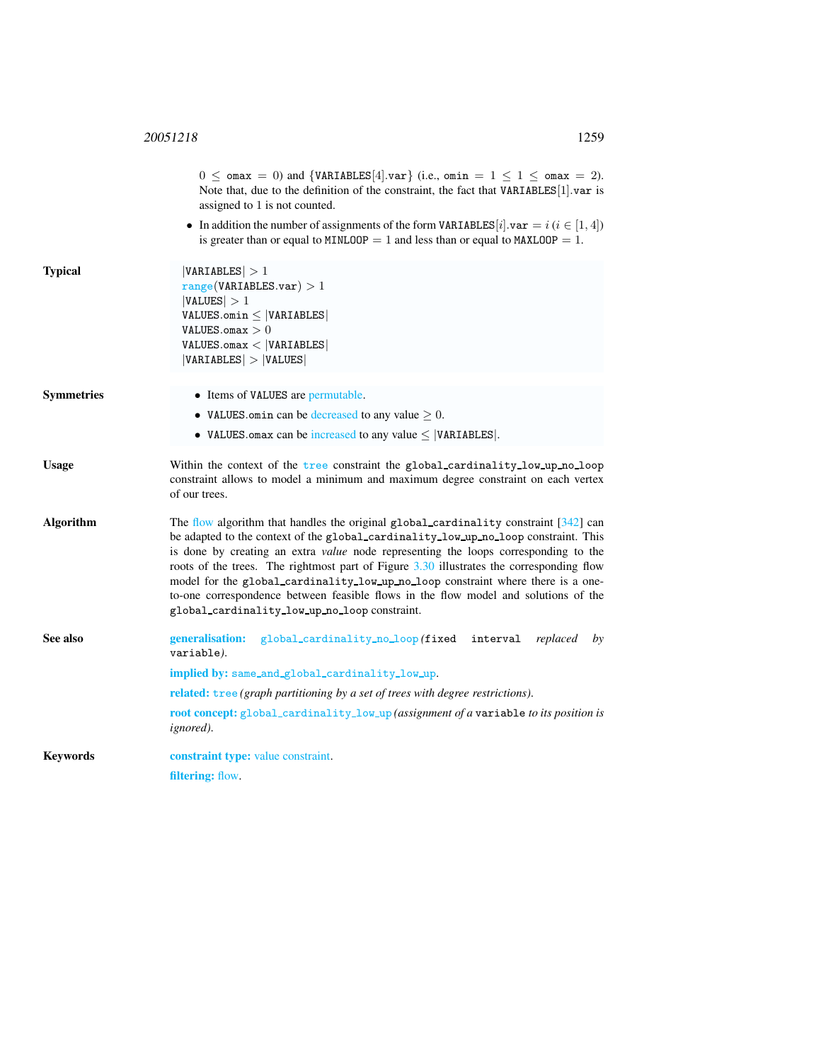$0 \leq$ omax $= 0$) and $\{$VARIABLES$[4]$.var$\}$ (i.e., omin $= 1 \leq 1 \leq$ omax $= 2$). Note that, due to the definition of the constraint, the fact that VARIABLES$[1]$.var is assigned to 1 is not counted.

- In addition the number of assignments of the form VARIABLES$[i]$.var $= i$ ($i \in [1, 4]$) is greater than or equal to MINLOOP $= 1$ and less than or equal to MAXLOOP $= 1$.

**Typical**

$|$VARIABLES$| > 1$
range(VARIABLES.var) $> 1$
$|$VALUES$| > 1$
VALUES.omin $\leq |$VARIABLES$|$
VALUES.omax $> 0$
VALUES.omax $< |$VARIABLES$|$
$|$VARIABLES$| > |$VALUES$|$

**Symmetries**

- Items of VALUES are permutable.
- VALUES.omin can be decreased to any value $\geq 0$.
- VALUES.omax can be increased to any value $\leq |$VARIABLES$|$.

**Usage**

Within the context of the tree constraint the global_cardinality_low_up_no_loop constraint allows to model a minimum and maximum degree constraint on each vertex of our trees.

**Algorithm**

The flow algorithm that handles the original global_cardinality constraint [342] can be adapted to the context of the global_cardinality_low_up_no_loop constraint. This is done by creating an extra *value* node representing the loops corresponding to the roots of the trees. The rightmost part of Figure 3.30 illustrates the corresponding flow model for the global_cardinality_low_up_no_loop constraint where there is a one-to-one correspondence between feasible flows in the flow model and solutions of the global_cardinality_low_up_no_loop constraint.

**See also**

**generalisation:** global_cardinality_no_loop (fixed interval *replaced by* variable).

**implied by:** same_and_global_cardinality_low_up.

**related:** tree *(graph partitioning by a set of trees with degree restrictions)*.

**root concept:** global_cardinality_low_up *(assignment of a* variable *to its position is ignored)*.

**Keywords**

**constraint type:** value constraint.

**filtering:** flow.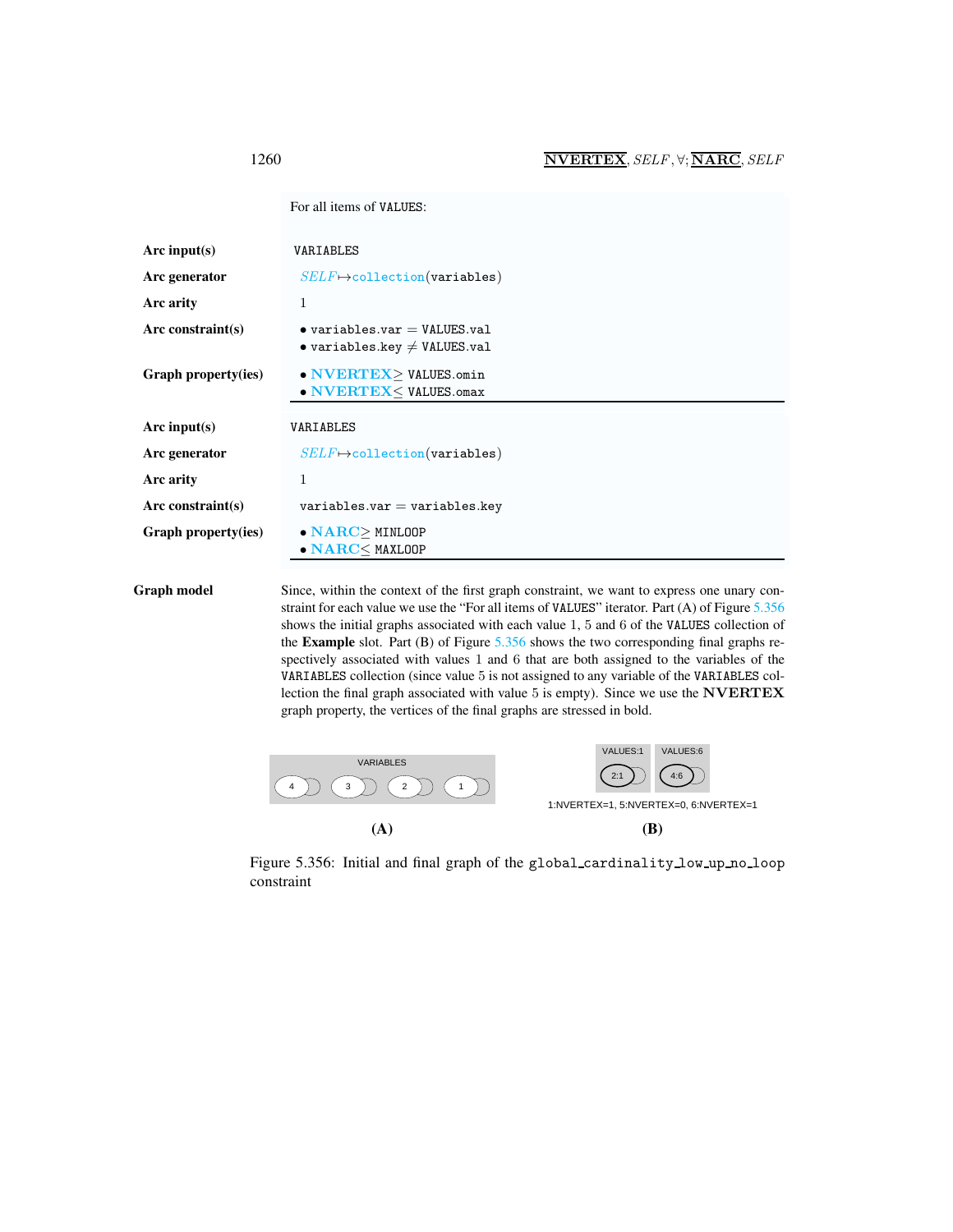For all items of VALUES:

| | |
|---|---|
| **Arc input(s)** | VARIABLES |
| **Arc generator** | *SELF* ↦ collection(variables) |
| **Arc arity** | 1 |
| **Arc constraint(s)** | • variables.var = VALUES.val<br>• variables.key ≠ VALUES.val |
| **Graph property(ies)** | • **NVERTEX** ≥ VALUES.omin<br>• **NVERTEX** ≤ VALUES.omax |

| | |
|---|---|
| **Arc input(s)** | VARIABLES |
| **Arc generator** | *SELF* ↦ collection(variables) |
| **Arc arity** | 1 |
| **Arc constraint(s)** | variables.var = variables.key |
| **Graph property(ies)** | • **NARC** ≥ MINLOOP<br>• **NARC** ≤ MAXLOOP |

**Graph model**

Since, within the context of the first graph constraint, we want to express one unary constraint for each value we use the "For all items of VALUES" iterator. Part (A) of Figure 5.356 shows the initial graphs associated with each value 1, 5 and 6 of the VALUES collection of the **Example** slot. Part (B) of Figure 5.356 shows the two corresponding final graphs respectively associated with values 1 and 6 that are both assigned to the variables of the VARIABLES collection (since value 5 is not assigned to any variable of the VARIABLES collection the final graph associated with value 5 is empty). Since we use the **NVERTEX** graph property, the vertices of the final graphs are stressed in bold.

(A) (B)

1:NVERTEX=1, 5:NVERTEX=0, 6:NVERTEX=1

Figure 5.356: Initial and final graph of the global_cardinality_low_up_no_loop constraint